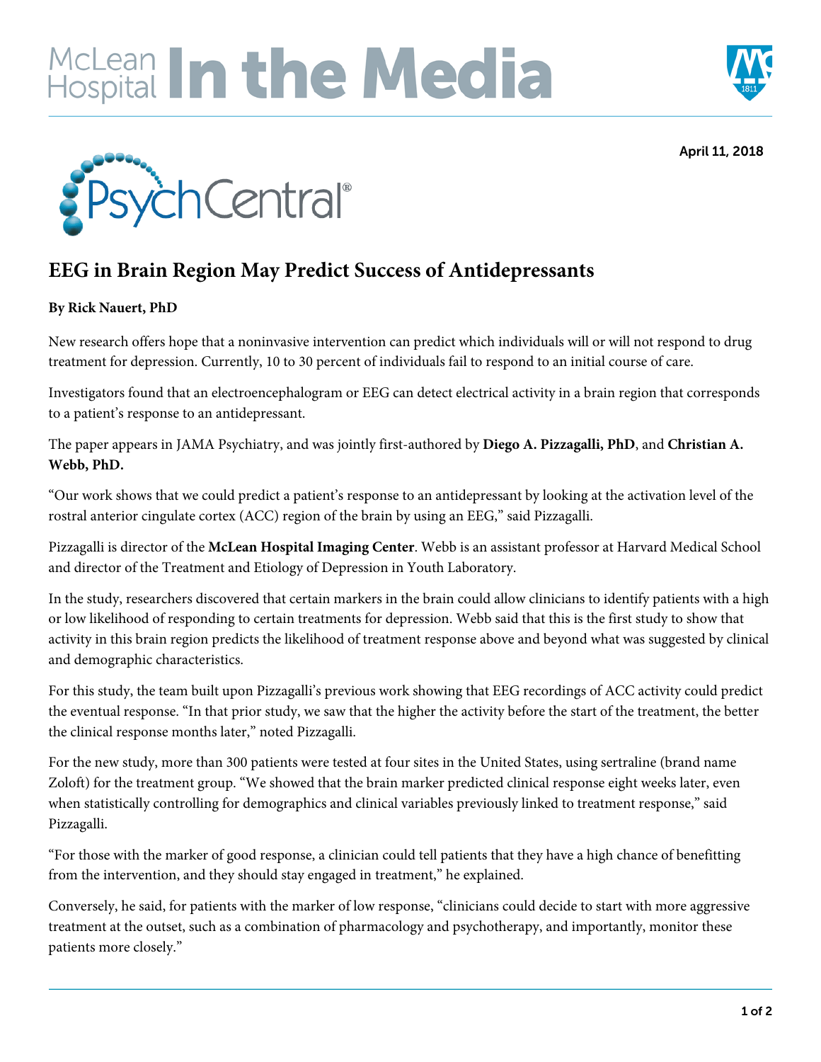McLean Hospital **In the Media**

April 11, 2018

PsychCentral

# EEG in Brain Region May Predict Success of Antidepressants

**By Rick Nauert, PhD**

New research offers hope that a noninvasive intervention can predict which individuals will or will not respond to drug treatment for depression. Currently, 10 to 30 percent of individuals fail to respond to an initial course of care.

Investigators found that an electroencephalogram or EEG can detect electrical activity in a brain region that corresponds to a patient's response to an antidepressant.

The paper appears in JAMA Psychiatry, and was jointly first-authored by **Diego A. Pizzagalli, PhD**, and **Christian A. Webb, PhD.**

"Our work shows that we could predict a patient's response to an antidepressant by looking at the activation level of the rostral anterior cingulate cortex (ACC) region of the brain by using an EEG," said Pizzagalli.

Pizzagalli is director of the **McLean Hospital Imaging Center**. Webb is an assistant professor at Harvard Medical School and director of the Treatment and Etiology of Depression in Youth Laboratory.

In the study, researchers discovered that certain markers in the brain could allow clinicians to identify patients with a high or low likelihood of responding to certain treatments for depression. Webb said that this is the first study to show that activity in this brain region predicts the likelihood of treatment response above and beyond what was suggested by clinical and demographic characteristics.

For this study, the team built upon Pizzagalli's previous work showing that EEG recordings of ACC activity could predict the eventual response. "In that prior study, we saw that the higher the activity before the start of the treatment, the better the clinical response months later," noted Pizzagalli.

For the new study, more than 300 patients were tested at four sites in the United States, using sertraline (brand name Zoloft) for the treatment group. "We showed that the brain marker predicted clinical response eight weeks later, even when statistically controlling for demographics and clinical variables previously linked to treatment response," said Pizzagalli.

"For those with the marker of good response, a clinician could tell patients that they have a high chance of benefitting from the intervention, and they should stay engaged in treatment," he explained.

Conversely, he said, for patients with the marker of low response, "clinicians could decide to start with more aggressive treatment at the outset, such as a combination of pharmacology and psychotherapy, and importantly, monitor these patients more closely."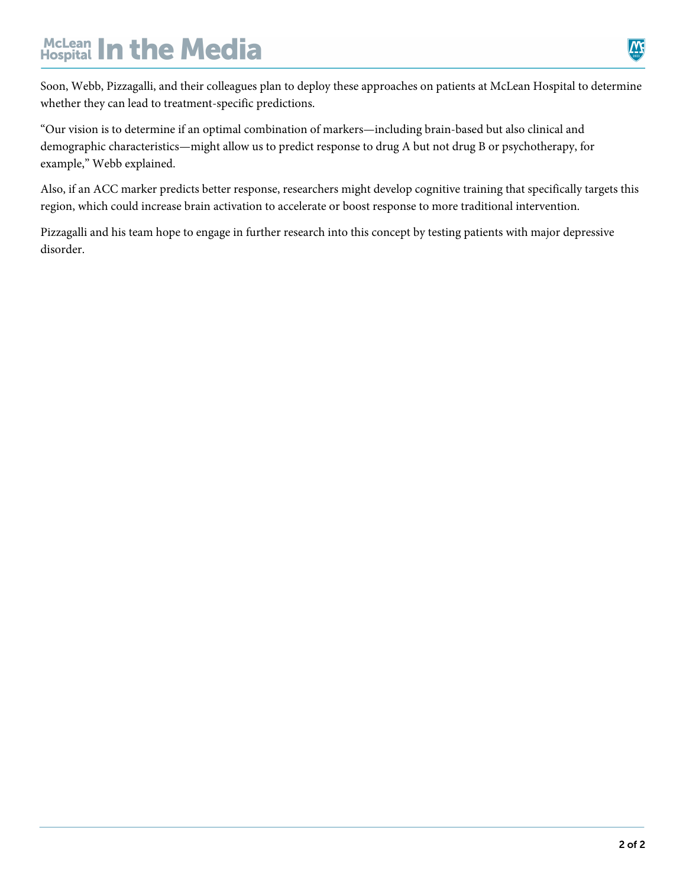Soon, Webb, Pizzagalli, and their colleagues plan to deploy these approaches on patients at McLean Hospital to determine whether they can lead to treatment-specific predictions.

"Our vision is to determine if an optimal combination of markers—including brain-based but also clinical and demographic characteristics—might allow us to predict response to drug A but not drug B or psychotherapy, for example," Webb explained.

Also, if an ACC marker predicts better response, researchers might develop cognitive training that specifically targets this region, which could increase brain activation to accelerate or boost response to more traditional intervention.

Pizzagalli and his team hope to engage in further research into this concept by testing patients with major depressive disorder.